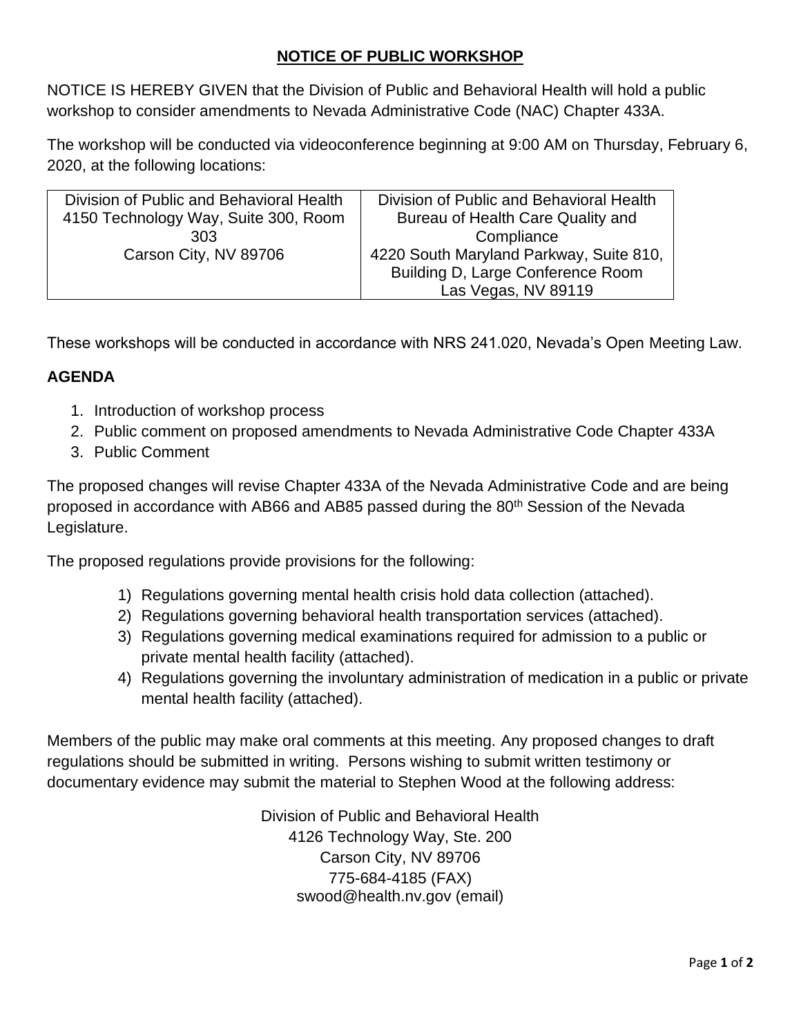# NOTICE OF PUBLIC WORKSHOP

NOTICE IS HEREBY GIVEN that the Division of Public and Behavioral Health will hold a public workshop to consider amendments to Nevada Administrative Code (NAC) Chapter 433A.

The workshop will be conducted via videoconference beginning at 9:00 AM on Thursday, February 6, 2020, at the following locations:

| Division of Public and Behavioral Health<br>4150 Technology Way, Suite 300, Room 303<br>Carson City, NV 89706 | Division of Public and Behavioral Health<br>Bureau of Health Care Quality and Compliance<br>4220 South Maryland Parkway, Suite 810, Building D, Large Conference Room<br>Las Vegas, NV 89119 |
|---|---|

These workshops will be conducted in accordance with NRS 241.020, Nevada's Open Meeting Law.

**AGENDA**

1. Introduction of workshop process
2. Public comment on proposed amendments to Nevada Administrative Code Chapter 433A
3. Public Comment

The proposed changes will revise Chapter 433A of the Nevada Administrative Code and are being proposed in accordance with AB66 and AB85 passed during the 80th Session of the Nevada Legislature.

The proposed regulations provide provisions for the following:

1) Regulations governing mental health crisis hold data collection (attached).
2) Regulations governing behavioral health transportation services (attached).
3) Regulations governing medical examinations required for admission to a public or private mental health facility (attached).
4) Regulations governing the involuntary administration of medication in a public or private mental health facility (attached).

Members of the public may make oral comments at this meeting. Any proposed changes to draft regulations should be submitted in writing. Persons wishing to submit written testimony or documentary evidence may submit the material to Stephen Wood at the following address:

Division of Public and Behavioral Health
4126 Technology Way, Ste. 200
Carson City, NV 89706
775-684-4185 (FAX)
swood@health.nv.gov (email)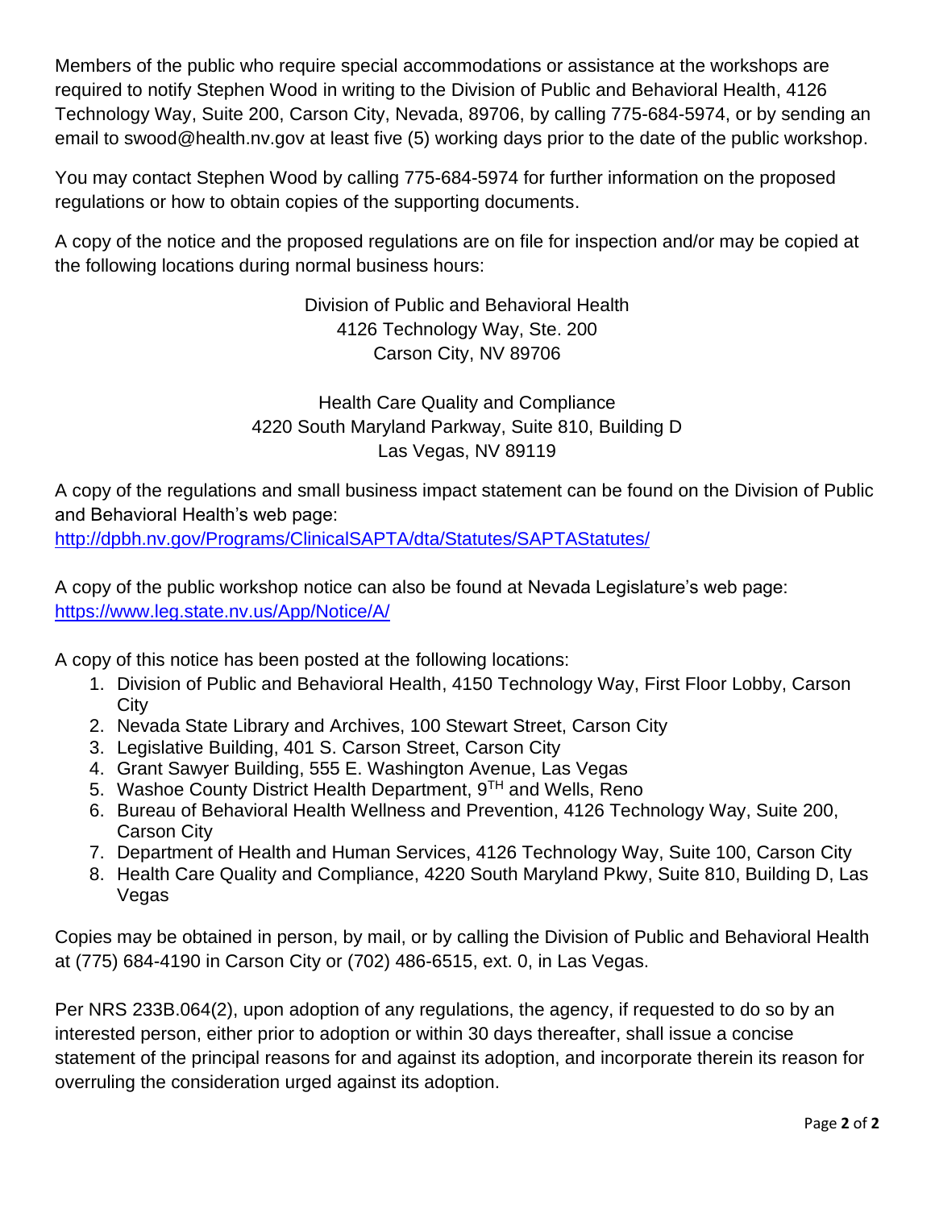Members of the public who require special accommodations or assistance at the workshops are required to notify Stephen Wood in writing to the Division of Public and Behavioral Health, 4126 Technology Way, Suite 200, Carson City, Nevada, 89706, by calling 775-684-5974, or by sending an email to swood@health.nv.gov at least five (5) working days prior to the date of the public workshop.

You may contact Stephen Wood by calling 775-684-5974 for further information on the proposed regulations or how to obtain copies of the supporting documents.

A copy of the notice and the proposed regulations are on file for inspection and/or may be copied at the following locations during normal business hours:

Division of Public and Behavioral Health
4126 Technology Way, Ste. 200
Carson City, NV 89706

Health Care Quality and Compliance
4220 South Maryland Parkway, Suite 810, Building D
Las Vegas, NV 89119

A copy of the regulations and small business impact statement can be found on the Division of Public and Behavioral Health's web page:
http://dpbh.nv.gov/Programs/ClinicalSAPTA/dta/Statutes/SAPTAStatutes/

A copy of the public workshop notice can also be found at Nevada Legislature's web page:
https://www.leg.state.nv.us/App/Notice/A/

A copy of this notice has been posted at the following locations:

1. Division of Public and Behavioral Health, 4150 Technology Way, First Floor Lobby, Carson City
2. Nevada State Library and Archives, 100 Stewart Street, Carson City
3. Legislative Building, 401 S. Carson Street, Carson City
4. Grant Sawyer Building, 555 E. Washington Avenue, Las Vegas
5. Washoe County District Health Department, 9TH and Wells, Reno
6. Bureau of Behavioral Health Wellness and Prevention, 4126 Technology Way, Suite 200, Carson City
7. Department of Health and Human Services, 4126 Technology Way, Suite 100, Carson City
8. Health Care Quality and Compliance, 4220 South Maryland Pkwy, Suite 810, Building D, Las Vegas

Copies may be obtained in person, by mail, or by calling the Division of Public and Behavioral Health at (775) 684-4190 in Carson City or (702) 486-6515, ext. 0, in Las Vegas.

Per NRS 233B.064(2), upon adoption of any regulations, the agency, if requested to do so by an interested person, either prior to adoption or within 30 days thereafter, shall issue a concise statement of the principal reasons for and against its adoption, and incorporate therein its reason for overruling the consideration urged against its adoption.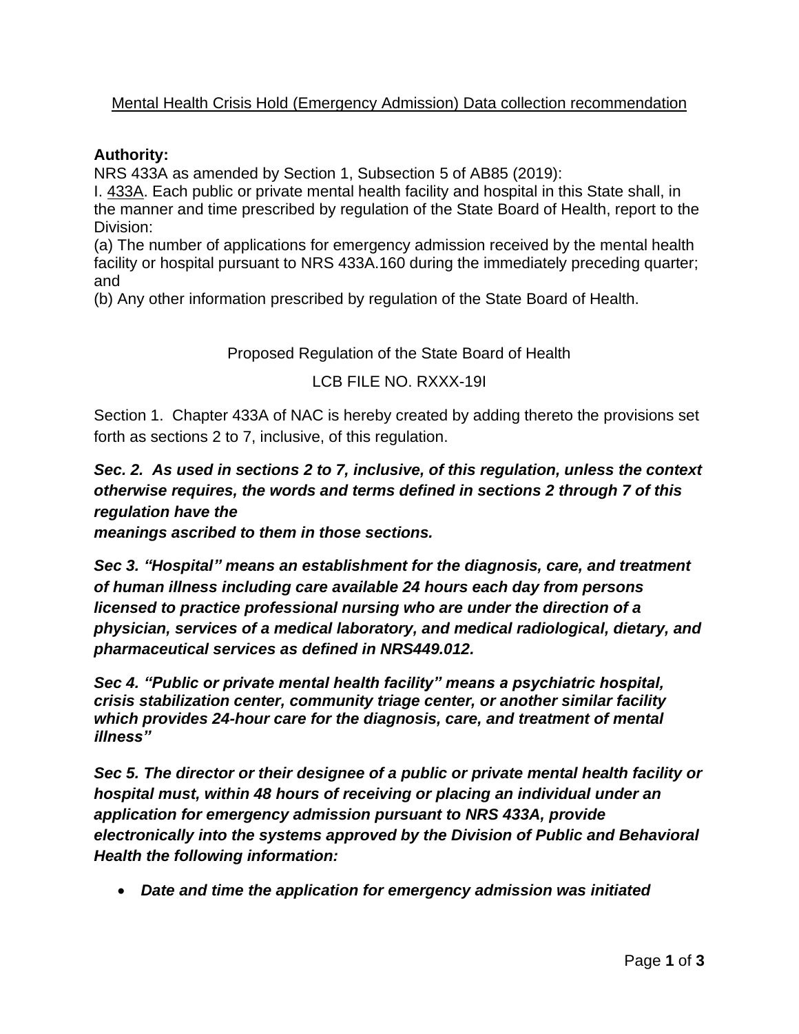<u>Mental Health Crisis Hold (Emergency Admission) Data collection recommendation</u>

**Authority:**
NRS 433A as amended by Section 1, Subsection 5 of AB85 (2019):
I. <u>433A</u>. Each public or private mental health facility and hospital in this State shall, in the manner and time prescribed by regulation of the State Board of Health, report to the Division:
(a) The number of applications for emergency admission received by the mental health facility or hospital pursuant to NRS 433A.160 during the immediately preceding quarter; and
(b) Any other information prescribed by regulation of the State Board of Health.

Proposed Regulation of the State Board of Health

LCB FILE NO. RXXX-19I

Section 1. Chapter 433A of NAC is hereby created by adding thereto the provisions set forth as sections 2 to 7, inclusive, of this regulation.

***Sec. 2. As used in sections 2 to 7, inclusive, of this regulation, unless the context otherwise requires, the words and terms defined in sections 2 through 7 of this regulation have the meanings ascribed to them in those sections.***

***Sec 3. "Hospital" means an establishment for the diagnosis, care, and treatment of human illness including care available 24 hours each day from persons licensed to practice professional nursing who are under the direction of a physician, services of a medical laboratory, and medical radiological, dietary, and pharmaceutical services as defined in NRS449.012.***

***Sec 4. "Public or private mental health facility" means a psychiatric hospital, crisis stabilization center, community triage center, or another similar facility which provides 24-hour care for the diagnosis, care, and treatment of mental illness"***

***Sec 5. The director or their designee of a public or private mental health facility or hospital must, within 48 hours of receiving or placing an individual under an application for emergency admission pursuant to NRS 433A, provide electronically into the systems approved by the Division of Public and Behavioral Health the following information:***

- ***Date and time the application for emergency admission was initiated***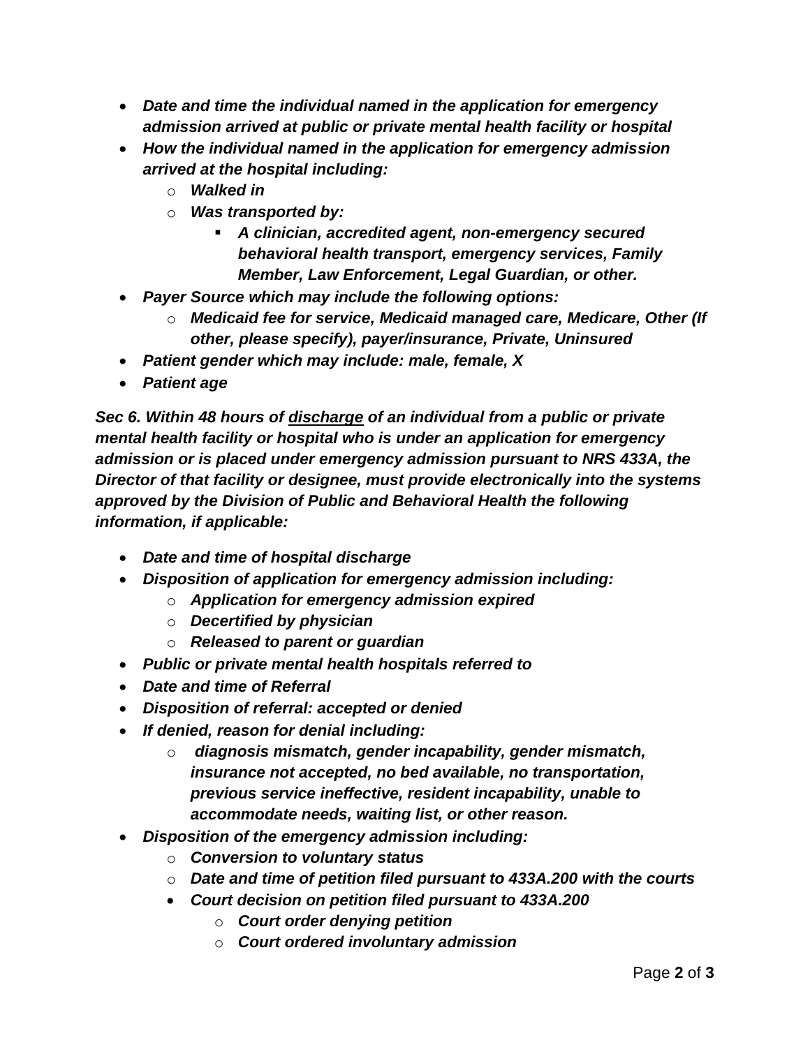- ***Date and time the individual named in the application for emergency admission arrived at public or private mental health facility or hospital***
- ***How the individual named in the application for emergency admission arrived at the hospital including:***
    - ***Walked in***
    - ***Was transported by:***
        - ***A clinician, accredited agent, non-emergency secured behavioral health transport, emergency services, Family Member, Law Enforcement, Legal Guardian, or other.***
- ***Payer Source which may include the following options:***
    - ***Medicaid fee for service, Medicaid managed care, Medicare, Other (If other, please specify), payer/insurance, Private, Uninsured***
- ***Patient gender which may include: male, female, X***
- ***Patient age***

***Sec 6. Within 48 hours of <u>discharge</u> of an individual from a public or private mental health facility or hospital who is under an application for emergency admission or is placed under emergency admission pursuant to NRS 433A, the Director of that facility or designee, must provide electronically into the systems approved by the Division of Public and Behavioral Health the following information, if applicable:***

- ***Date and time of hospital discharge***
- ***Disposition of application for emergency admission including:***
    - ***Application for emergency admission expired***
    - ***Decertified by physician***
    - ***Released to parent or guardian***
- ***Public or private mental health hospitals referred to***
- ***Date and time of Referral***
- ***Disposition of referral: accepted or denied***
- ***If denied, reason for denial including:***
    - ***diagnosis mismatch, gender incapability, gender mismatch, insurance not accepted, no bed available, no transportation, previous service ineffective, resident incapability, unable to accommodate needs, waiting list, or other reason.***
- ***Disposition of the emergency admission including:***
    - ***Conversion to voluntary status***
    - ***Date and time of petition filed pursuant to 433A.200 with the courts***
    - ***Court decision on petition filed pursuant to 433A.200***
        - ***Court order denying petition***
        - ***Court ordered involuntary admission***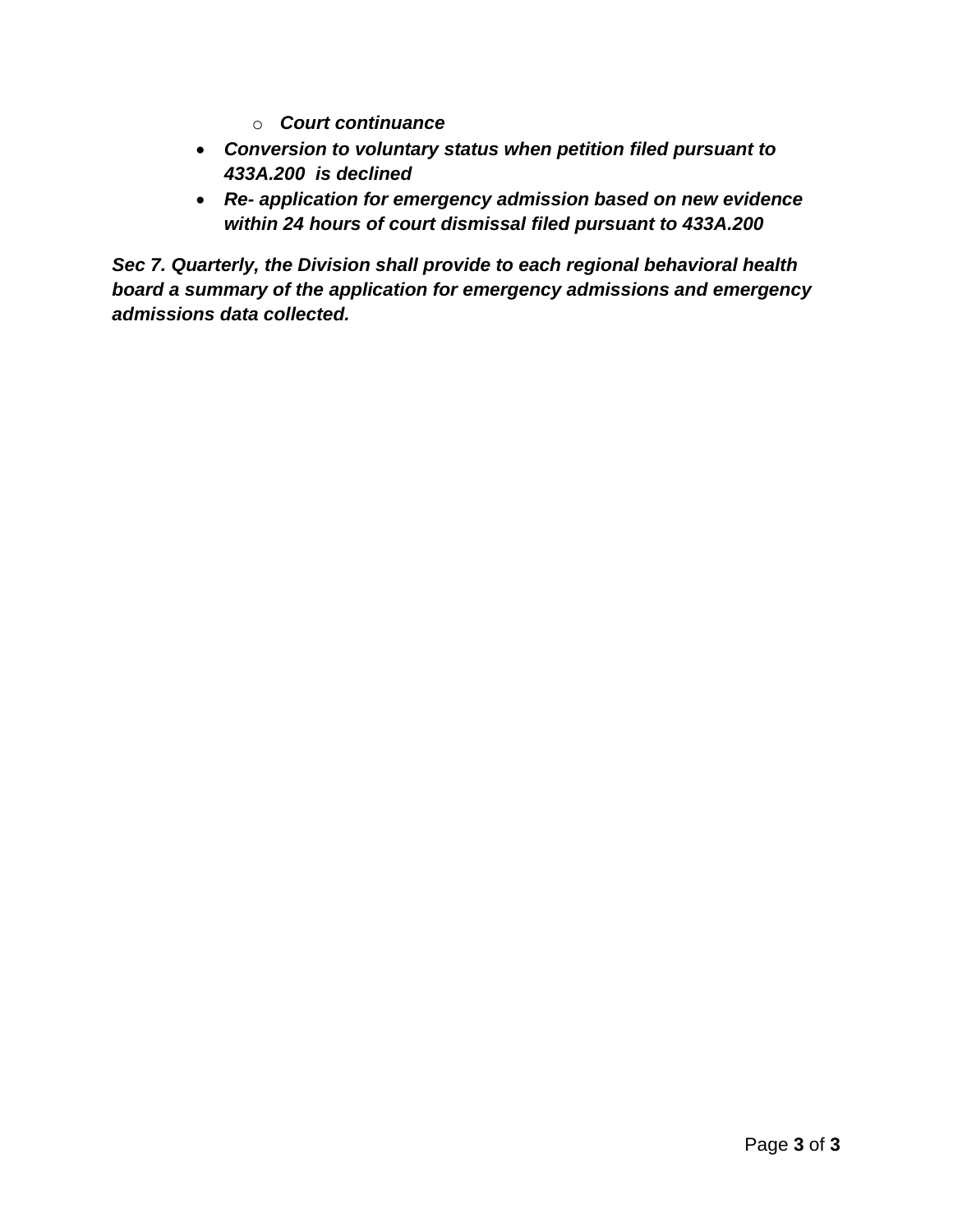- ***Court continuance***
- ***Conversion to voluntary status when petition filed pursuant to 433A.200 is declined***
- ***Re- application for emergency admission based on new evidence within 24 hours of court dismissal filed pursuant to 433A.200***

***Sec 7. Quarterly, the Division shall provide to each regional behavioral health board a summary of the application for emergency admissions and emergency admissions data collected.***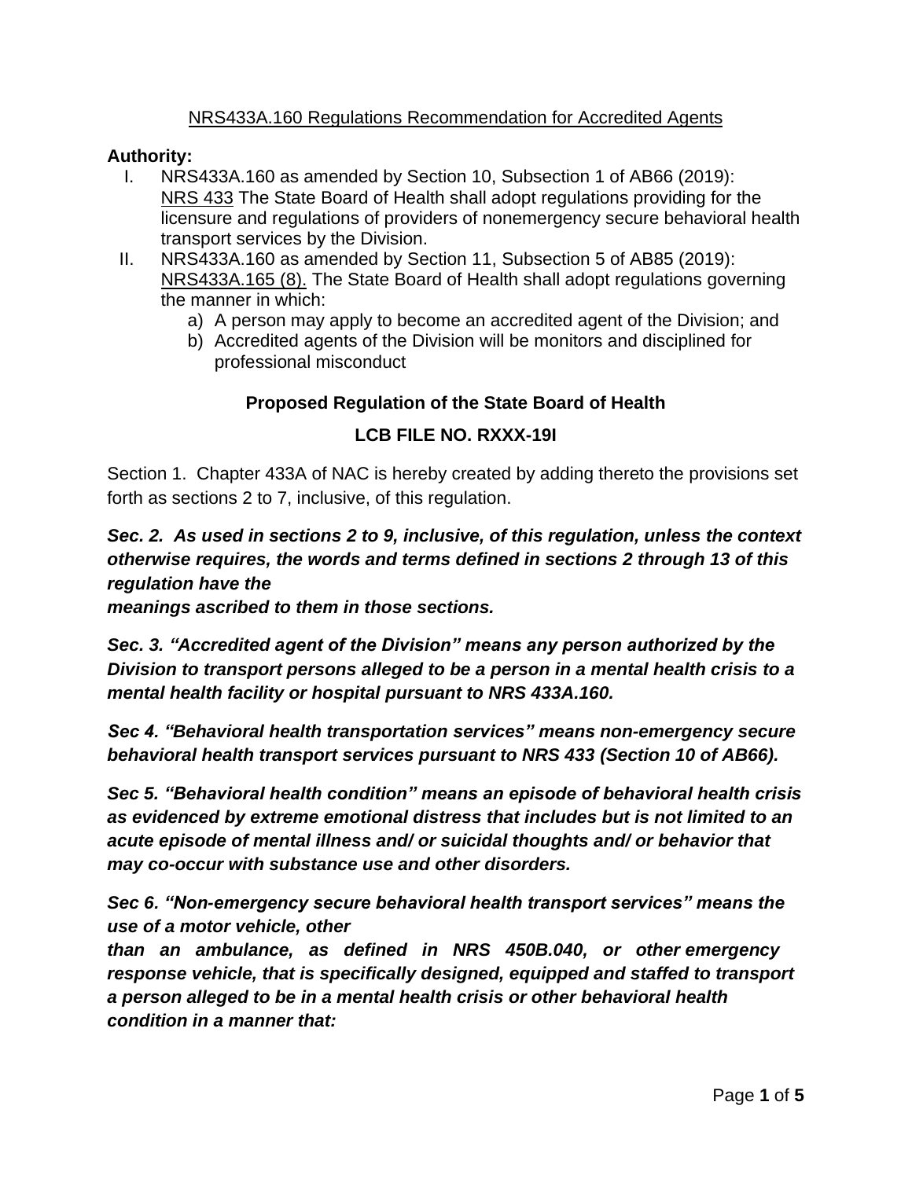NRS433A.160 Regulations Recommendation for Accredited Agents

**Authority:**

I. NRS433A.160 as amended by Section 10, Subsection 1 of AB66 (2019): NRS 433 The State Board of Health shall adopt regulations providing for the licensure and regulations of providers of nonemergency secure behavioral health transport services by the Division.

II. NRS433A.160 as amended by Section 11, Subsection 5 of AB85 (2019): NRS433A.165 (8). The State Board of Health shall adopt regulations governing the manner in which:

   a) A person may apply to become an accredited agent of the Division; and
   b) Accredited agents of the Division will be monitors and disciplined for professional misconduct

**Proposed Regulation of the State Board of Health**

**LCB FILE NO. RXXX-19I**

Section 1. Chapter 433A of NAC is hereby created by adding thereto the provisions set forth as sections 2 to 7, inclusive, of this regulation.

***Sec. 2. As used in sections 2 to 9, inclusive, of this regulation, unless the context otherwise requires, the words and terms defined in sections 2 through 13 of this regulation have the meanings ascribed to them in those sections.***

***Sec. 3. "Accredited agent of the Division" means any person authorized by the Division to transport persons alleged to be a person in a mental health crisis to a mental health facility or hospital pursuant to NRS 433A.160.***

***Sec 4. "Behavioral health transportation services" means non-emergency secure behavioral health transport services pursuant to NRS 433 (Section 10 of AB66).***

***Sec 5. "Behavioral health condition" means an episode of behavioral health crisis as evidenced by extreme emotional distress that includes but is not limited to an acute episode of mental illness and/ or suicidal thoughts and/ or behavior that may co-occur with substance use and other disorders.***

***Sec 6. "Non-emergency secure behavioral health transport services" means the use of a motor vehicle, other than an ambulance, as defined in NRS 450B.040, or other emergency response vehicle, that is specifically designed, equipped and staffed to transport a person alleged to be in a mental health crisis or other behavioral health condition in a manner that:***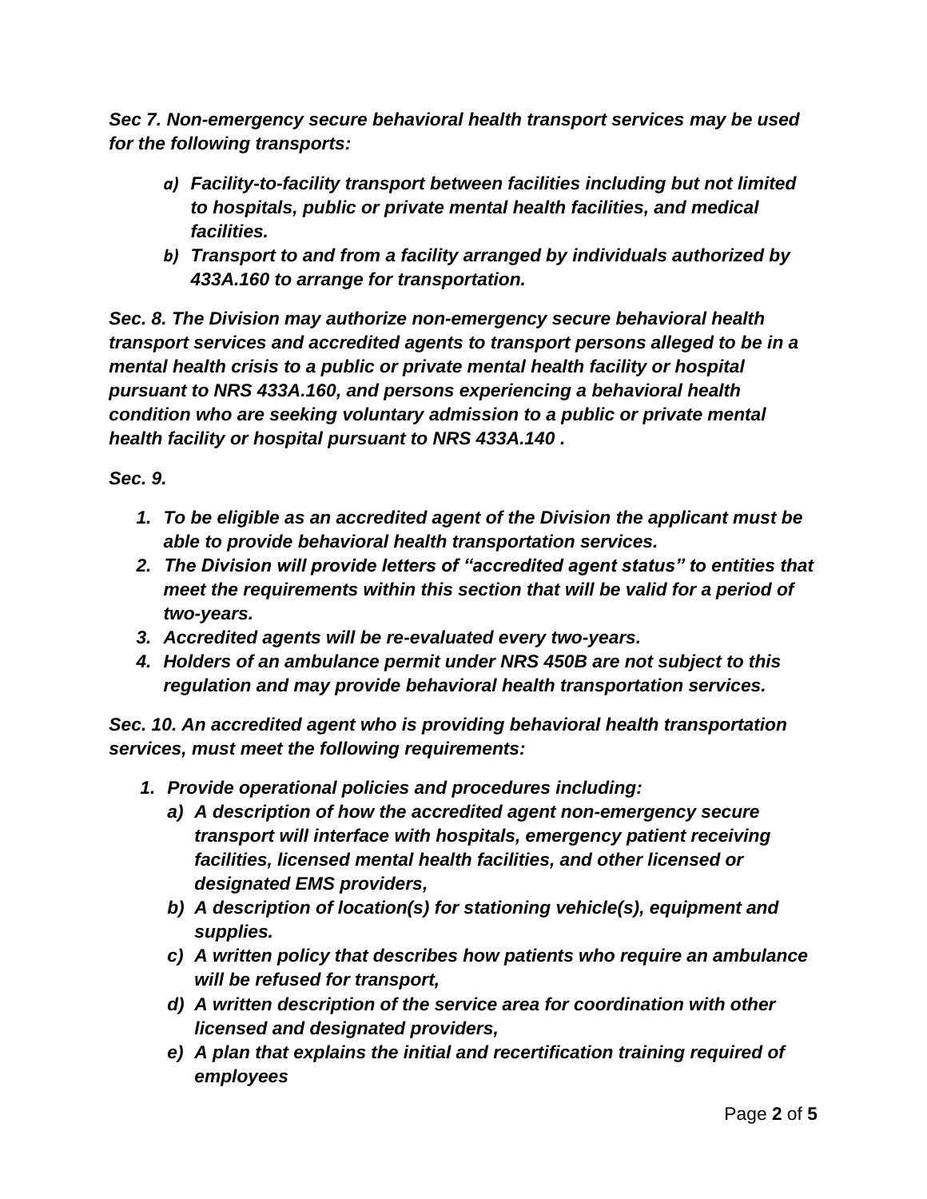***Sec 7. Non-emergency secure behavioral health transport services may be used for the following transports:***

- ***a) Facility-to-facility transport between facilities including but not limited to hospitals, public or private mental health facilities, and medical facilities.***
- ***b) Transport to and from a facility arranged by individuals authorized by 433A.160 to arrange for transportation.***

***Sec. 8. The Division may authorize non-emergency secure behavioral health transport services and accredited agents to transport persons alleged to be in a mental health crisis to a public or private mental health facility or hospital pursuant to NRS 433A.160, and persons experiencing a behavioral health condition who are seeking voluntary admission to a public or private mental health facility or hospital pursuant to NRS 433A.140 .***

***Sec. 9.***

1. ***To be eligible as an accredited agent of the Division the applicant must be able to provide behavioral health transportation services.***
2. ***The Division will provide letters of "accredited agent status" to entities that meet the requirements within this section that will be valid for a period of two-years.***
3. ***Accredited agents will be re-evaluated every two-years.***
4. ***Holders of an ambulance permit under NRS 450B are not subject to this regulation and may provide behavioral health transportation services.***

***Sec. 10. An accredited agent who is providing behavioral health transportation services, must meet the following requirements:***

1. ***Provide operational policies and procedures including:***
   - ***a) A description of how the accredited agent non-emergency secure transport will interface with hospitals, emergency patient receiving facilities, licensed mental health facilities, and other licensed or designated EMS providers,***
   - ***b) A description of location(s) for stationing vehicle(s), equipment and supplies.***
   - ***c) A written policy that describes how patients who require an ambulance will be refused for transport,***
   - ***d) A written description of the service area for coordination with other licensed and designated providers,***
   - ***e) A plan that explains the initial and recertification training required of employees***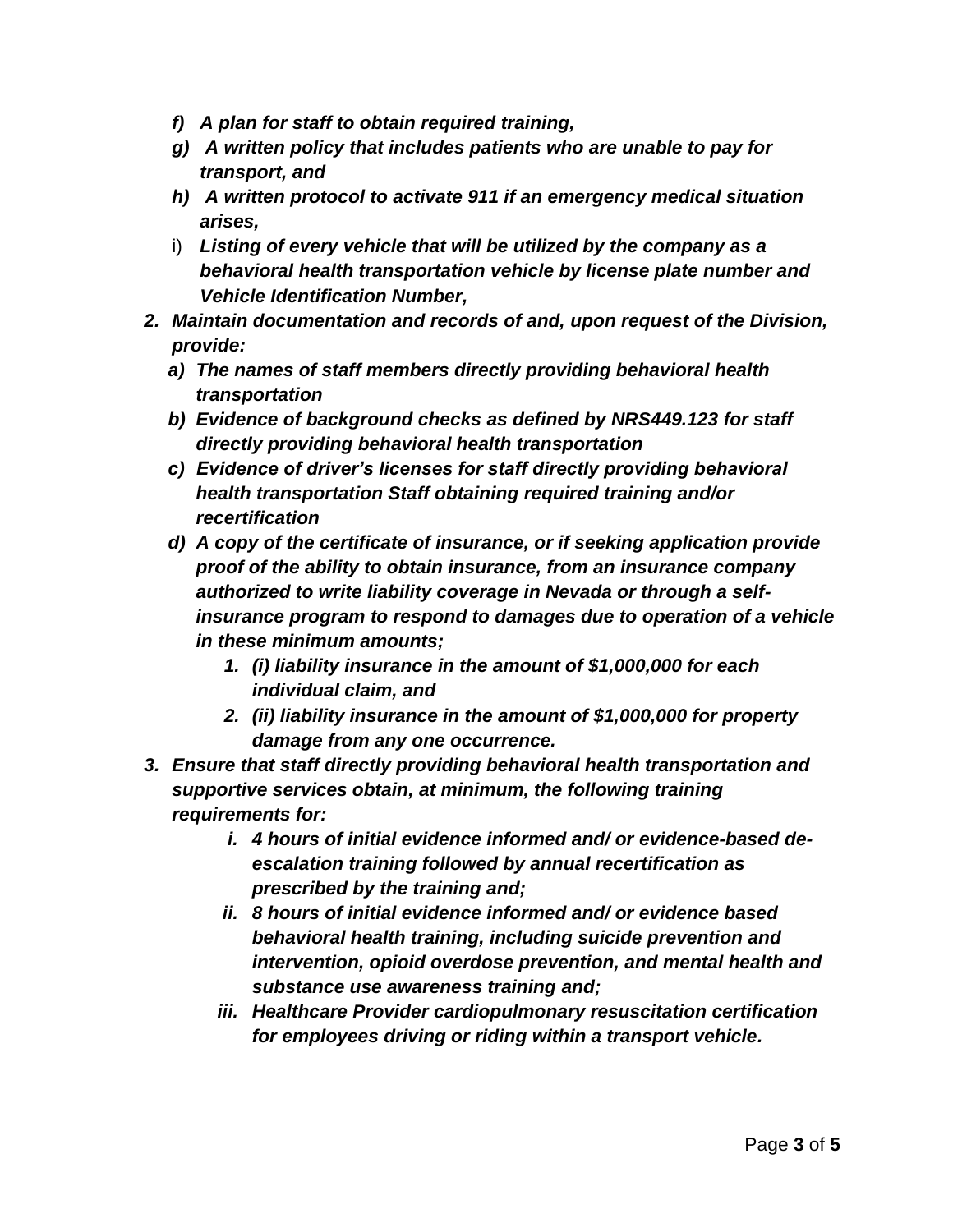- f) ***A plan for staff to obtain required training,***
- g) ***A written policy that includes patients who are unable to pay for transport, and***
- h) ***A written protocol to activate 911 if an emergency medical situation arises,***
- i) ***Listing of every vehicle that will be utilized by the company as a behavioral health transportation vehicle by license plate number and Vehicle Identification Number,***

2. ***Maintain documentation and records of and, upon request of the Division, provide:***
   - a) ***The names of staff members directly providing behavioral health transportation***
   - b) ***Evidence of background checks as defined by NRS449.123 for staff directly providing behavioral health transportation***
   - c) ***Evidence of driver's licenses for staff directly providing behavioral health transportation Staff obtaining required training and/or recertification***
   - d) ***A copy of the certificate of insurance, or if seeking application provide proof of the ability to obtain insurance, from an insurance company authorized to write liability coverage in Nevada or through a self-insurance program to respond to damages due to operation of a vehicle in these minimum amounts;***
     1. ***(i) liability insurance in the amount of $1,000,000 for each individual claim, and***
     2. ***(ii) liability insurance in the amount of $1,000,000 for property damage from any one occurrence.***
3. ***Ensure that staff directly providing behavioral health transportation and supportive services obtain, at minimum, the following training requirements for:***
   - i. ***4 hours of initial evidence informed and/ or evidence-based de-escalation training followed by annual recertification as prescribed by the training and;***
   - ii. ***8 hours of initial evidence informed and/ or evidence based behavioral health training, including suicide prevention and intervention, opioid overdose prevention, and mental health and substance use awareness training and;***
   - iii. ***Healthcare Provider cardiopulmonary resuscitation certification for employees driving or riding within a transport vehicle.***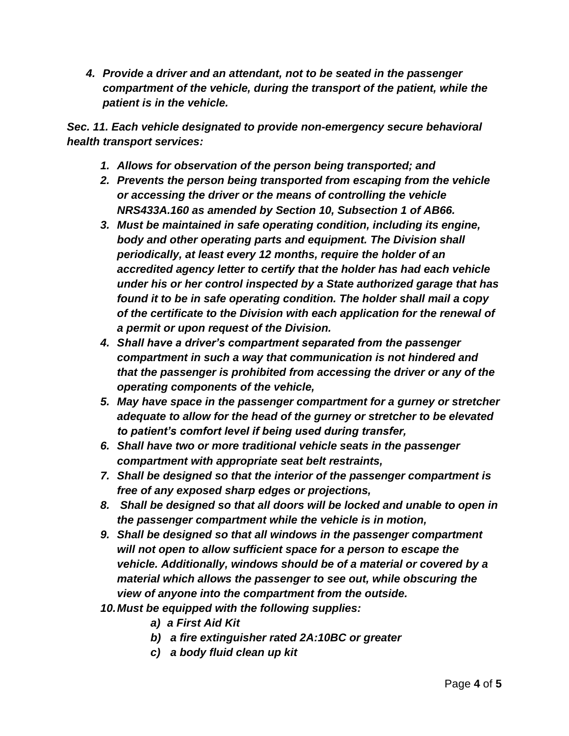4. *Provide a driver and an attendant, not to be seated in the passenger compartment of the vehicle, during the transport of the patient, while the patient is in the vehicle.*

***Sec. 11. Each vehicle designated to provide non-emergency secure behavioral health transport services:***

1. ***Allows for observation of the person being transported; and***
2. ***Prevents the person being transported from escaping from the vehicle or accessing the driver or the means of controlling the vehicle NRS433A.160 as amended by Section 10, Subsection 1 of AB66.***
3. ***Must be maintained in safe operating condition, including its engine, body and other operating parts and equipment. The Division shall periodically, at least every 12 months, require the holder of an accredited agency letter to certify that the holder has had each vehicle under his or her control inspected by a State authorized garage that has found it to be in safe operating condition. The holder shall mail a copy of the certificate to the Division with each application for the renewal of a permit or upon request of the Division.***
4. ***Shall have a driver's compartment separated from the passenger compartment in such a way that communication is not hindered and that the passenger is prohibited from accessing the driver or any of the operating components of the vehicle,***
5. ***May have space in the passenger compartment for a gurney or stretcher adequate to allow for the head of the gurney or stretcher to be elevated to patient's comfort level if being used during transfer,***
6. ***Shall have two or more traditional vehicle seats in the passenger compartment with appropriate seat belt restraints,***
7. ***Shall be designed so that the interior of the passenger compartment is free of any exposed sharp edges or projections,***
8. ***Shall be designed so that all doors will be locked and unable to open in the passenger compartment while the vehicle is in motion,***
9. ***Shall be designed so that all windows in the passenger compartment will not open to allow sufficient space for a person to escape the vehicle. Additionally, windows should be of a material or covered by a material which allows the passenger to see out, while obscuring the view of anyone into the compartment from the outside.***
10. ***Must be equipped with the following supplies:***
    - ***a) a First Aid Kit***
    - ***b) a fire extinguisher rated 2A:10BC or greater***
    - ***c) a body fluid clean up kit***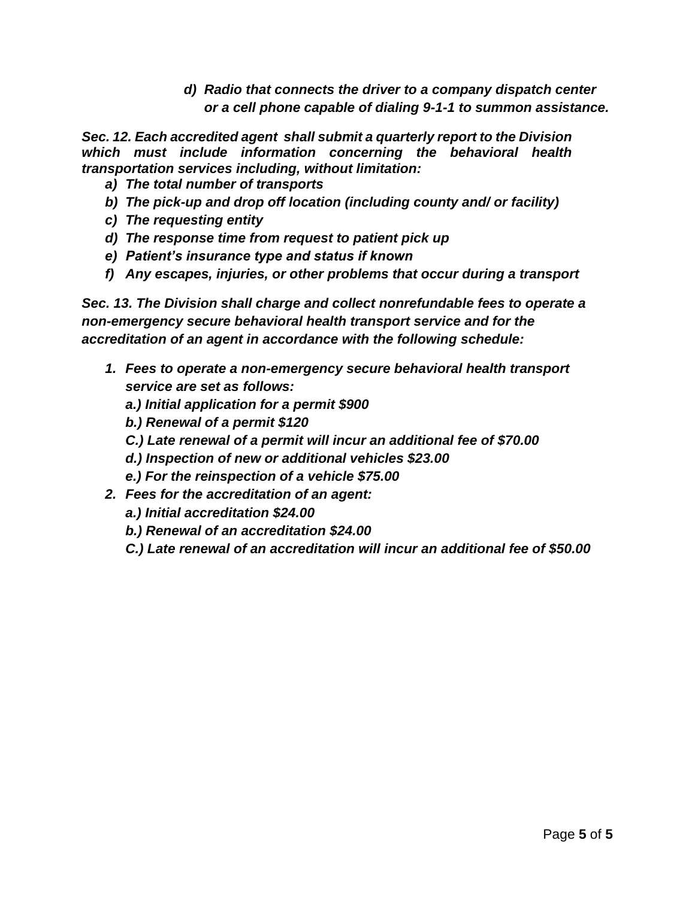*d) Radio that connects the driver to a company dispatch center or a cell phone capable of dialing 9-1-1 to summon assistance.*

***Sec. 12. Each accredited agent shall submit a quarterly report to the Division which must include information concerning the behavioral health transportation services including, without limitation:***

***a) The total number of transports***
***b) The pick-up and drop off location (including county and/ or facility)***
***c) The requesting entity***
***d) The response time from request to patient pick up***
***e) Patient's insurance type and status if known***
***f) Any escapes, injuries, or other problems that occur during a transport***

***Sec. 13. The Division shall charge and collect nonrefundable fees to operate a non-emergency secure behavioral health transport service and for the accreditation of an agent in accordance with the following schedule:***

***1. Fees to operate a non-emergency secure behavioral health transport service are set as follows:***
***a.) Initial application for a permit $900***
***b.) Renewal of a permit $120***
***C.) Late renewal of a permit will incur an additional fee of $70.00***
***d.) Inspection of new or additional vehicles $23.00***
***e.) For the reinspection of a vehicle $75.00***

***2. Fees for the accreditation of an agent:***
***a.) Initial accreditation $24.00***
***b.) Renewal of an accreditation $24.00***
***C.) Late renewal of an accreditation will incur an additional fee of $50.00***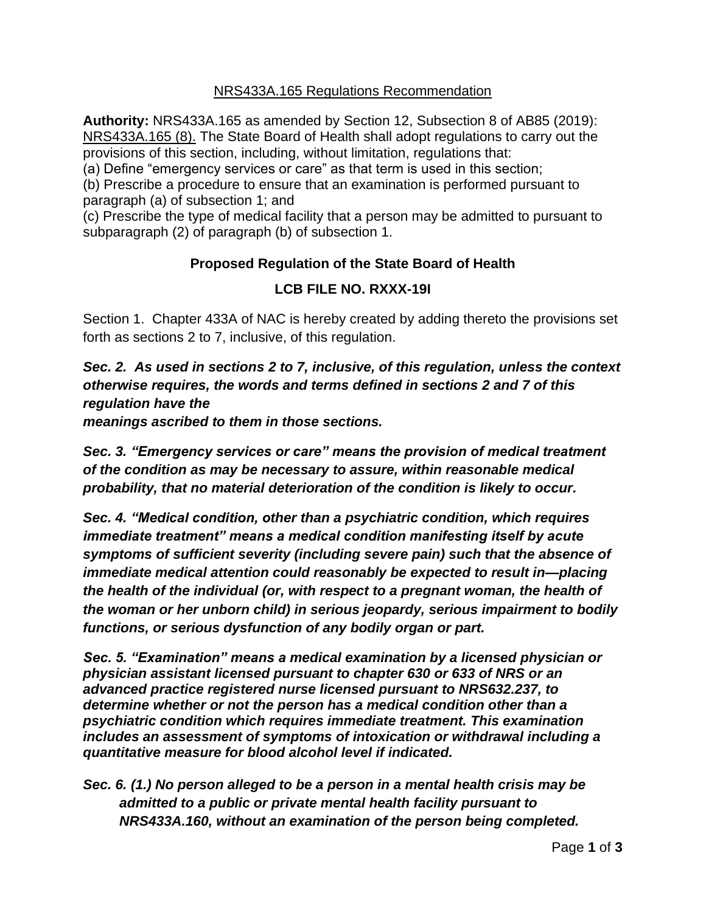NRS433A.165 Regulations Recommendation

**Authority:** NRS433A.165 as amended by Section 12, Subsection 8 of AB85 (2019): NRS433A.165 (8). The State Board of Health shall adopt regulations to carry out the provisions of this section, including, without limitation, regulations that:

(a) Define "emergency services or care" as that term is used in this section;

(b) Prescribe a procedure to ensure that an examination is performed pursuant to paragraph (a) of subsection 1; and

(c) Prescribe the type of medical facility that a person may be admitted to pursuant to subparagraph (2) of paragraph (b) of subsection 1.

**Proposed Regulation of the State Board of Health**

**LCB FILE NO. RXXX-19I**

Section 1. Chapter 433A of NAC is hereby created by adding thereto the provisions set forth as sections 2 to 7, inclusive, of this regulation.

***Sec. 2. As used in sections 2 to 7, inclusive, of this regulation, unless the context otherwise requires, the words and terms defined in sections 2 and 7 of this regulation have the meanings ascribed to them in those sections.***

***Sec. 3. "Emergency services or care" means the provision of medical treatment of the condition as may be necessary to assure, within reasonable medical probability, that no material deterioration of the condition is likely to occur.***

***Sec. 4. "Medical condition, other than a psychiatric condition, which requires immediate treatment" means a medical condition manifesting itself by acute symptoms of sufficient severity (including severe pain) such that the absence of immediate medical attention could reasonably be expected to result in—placing the health of the individual (or, with respect to a pregnant woman, the health of the woman or her unborn child) in serious jeopardy, serious impairment to bodily functions, or serious dysfunction of any bodily organ or part.***

***Sec. 5. "Examination" means a medical examination by a licensed physician or physician assistant licensed pursuant to chapter 630 or 633 of NRS or an advanced practice registered nurse licensed pursuant to NRS632.237, to determine whether or not the person has a medical condition other than a psychiatric condition which requires immediate treatment. This examination includes an assessment of symptoms of intoxication or withdrawal including a quantitative measure for blood alcohol level if indicated.***

***Sec. 6. (1.) No person alleged to be a person in a mental health crisis may be admitted to a public or private mental health facility pursuant to NRS433A.160, without an examination of the person being completed.***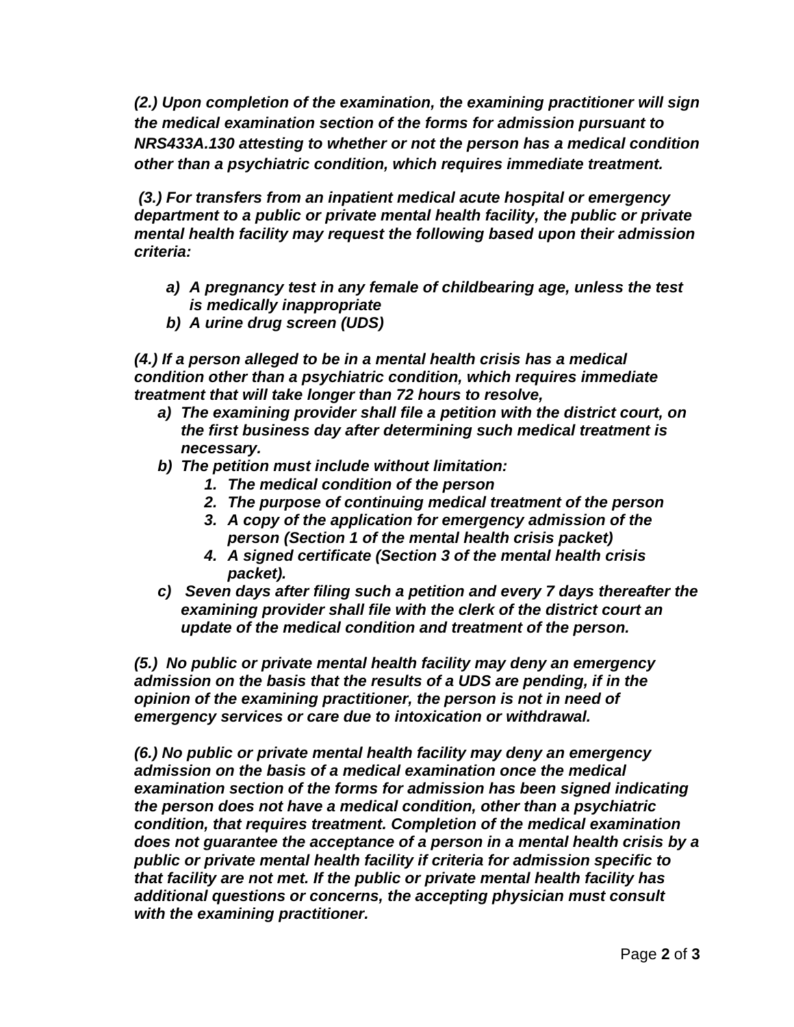*(2.) Upon completion of the examination, the examining practitioner will sign the medical examination section of the forms for admission pursuant to NRS433A.130 attesting to whether or not the person has a medical condition other than a psychiatric condition, which requires immediate treatment.*

*(3.) For transfers from an inpatient medical acute hospital or emergency department to a public or private mental health facility, the public or private mental health facility may request the following based upon their admission criteria:*

*a) A pregnancy test in any female of childbearing age, unless the test is medically inappropriate*
*b) A urine drug screen (UDS)*

*(4.) If a person alleged to be in a mental health crisis has a medical condition other than a psychiatric condition, which requires immediate treatment that will take longer than 72 hours to resolve,*

*a) The examining provider shall file a petition with the district court, on the first business day after determining such medical treatment is necessary.*
*b) The petition must include without limitation:*
   1. *The medical condition of the person*
   2. *The purpose of continuing medical treatment of the person*
   3. *A copy of the application for emergency admission of the person (Section 1 of the mental health crisis packet)*
   4. *A signed certificate (Section 3 of the mental health crisis packet).*
*c) Seven days after filing such a petition and every 7 days thereafter the examining provider shall file with the clerk of the district court an update of the medical condition and treatment of the person.*

*(5.) No public or private mental health facility may deny an emergency admission on the basis that the results of a UDS are pending, if in the opinion of the examining practitioner, the person is not in need of emergency services or care due to intoxication or withdrawal.*

*(6.) No public or private mental health facility may deny an emergency admission on the basis of a medical examination once the medical examination section of the forms for admission has been signed indicating the person does not have a medical condition, other than a psychiatric condition, that requires treatment. Completion of the medical examination does not guarantee the acceptance of a person in a mental health crisis by a public or private mental health facility if criteria for admission specific to that facility are not met. If the public or private mental health facility has additional questions or concerns, the accepting physician must consult with the examining practitioner.*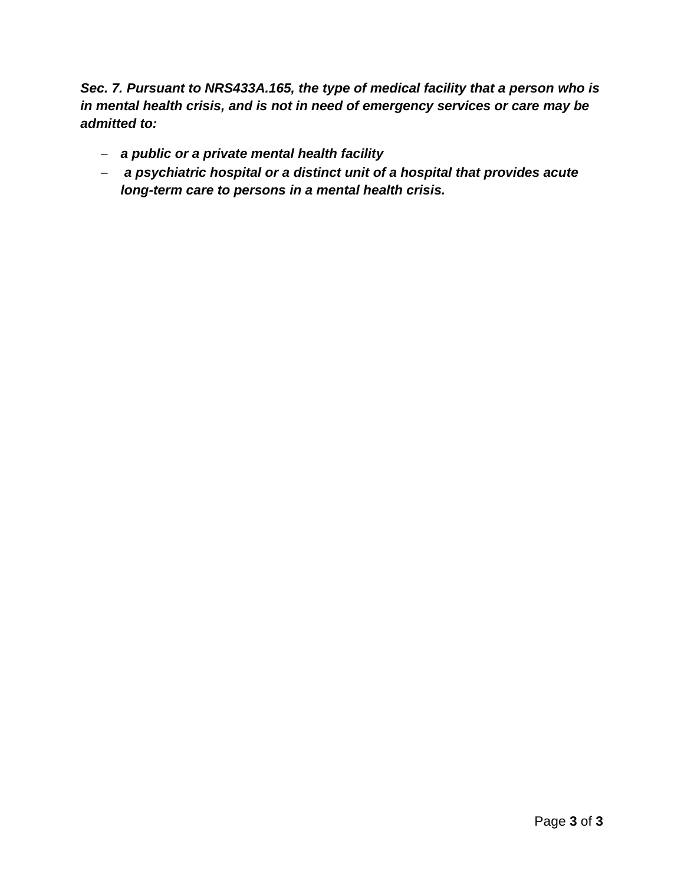***Sec. 7. Pursuant to NRS433A.165, the type of medical facility that a person who is in mental health crisis, and is not in need of emergency services or care may be admitted to:***

- ***a public or a private mental health facility***
- ***a psychiatric hospital or a distinct unit of a hospital that provides acute long-term care to persons in a mental health crisis.***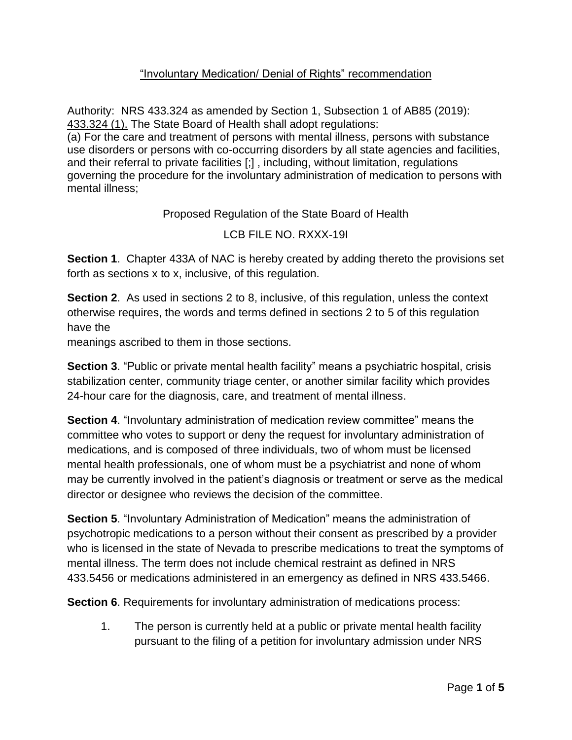“Involuntary Medication/ Denial of Rights” recommendation

Authority: NRS 433.324 as amended by Section 1, Subsection 1 of AB85 (2019):
433.324 (1). The State Board of Health shall adopt regulations:
(a) For the care and treatment of persons with mental illness, persons with substance use disorders or persons with co-occurring disorders by all state agencies and facilities, and their referral to private facilities [;] , including, without limitation, regulations governing the procedure for the involuntary administration of medication to persons with mental illness;

Proposed Regulation of the State Board of Health

LCB FILE NO. RXXX-19I

**Section 1**. Chapter 433A of NAC is hereby created by adding thereto the provisions set forth as sections x to x, inclusive, of this regulation.

**Section 2**. As used in sections 2 to 8, inclusive, of this regulation, unless the context otherwise requires, the words and terms defined in sections 2 to 5 of this regulation have the meanings ascribed to them in those sections.

**Section 3**. “Public or private mental health facility” means a psychiatric hospital, crisis stabilization center, community triage center, or another similar facility which provides 24-hour care for the diagnosis, care, and treatment of mental illness.

**Section 4**. “Involuntary administration of medication review committee” means the committee who votes to support or deny the request for involuntary administration of medications, and is composed of three individuals, two of whom must be licensed mental health professionals, one of whom must be a psychiatrist and none of whom may be currently involved in the patient’s diagnosis or treatment or serve as the medical director or designee who reviews the decision of the committee.

**Section 5**. “Involuntary Administration of Medication” means the administration of psychotropic medications to a person without their consent as prescribed by a provider who is licensed in the state of Nevada to prescribe medications to treat the symptoms of mental illness. The term does not include chemical restraint as defined in NRS 433.5456 or medications administered in an emergency as defined in NRS 433.5466.

**Section 6**. Requirements for involuntary administration of medications process:

1. The person is currently held at a public or private mental health facility pursuant to the filing of a petition for involuntary admission under NRS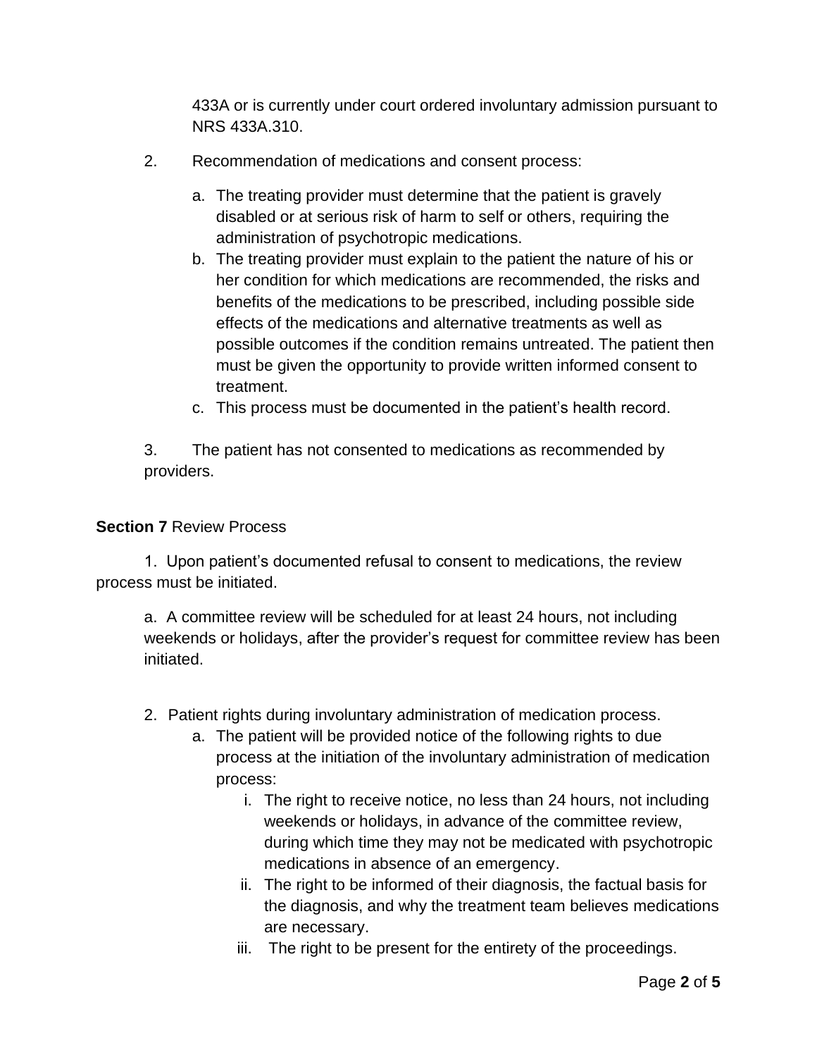433A or is currently under court ordered involuntary admission pursuant to NRS 433A.310.

2. Recommendation of medications and consent process:

    a. The treating provider must determine that the patient is gravely disabled or at serious risk of harm to self or others, requiring the administration of psychotropic medications.
    b. The treating provider must explain to the patient the nature of his or her condition for which medications are recommended, the risks and benefits of the medications to be prescribed, including possible side effects of the medications and alternative treatments as well as possible outcomes if the condition remains untreated. The patient then must be given the opportunity to provide written informed consent to treatment.
    c. This process must be documented in the patient's health record.

3. The patient has not consented to medications as recommended by providers.

**Section 7** Review Process

1. Upon patient's documented refusal to consent to medications, the review process must be initiated.

    a. A committee review will be scheduled for at least 24 hours, not including weekends or holidays, after the provider's request for committee review has been initiated.

2. Patient rights during involuntary administration of medication process.
    a. The patient will be provided notice of the following rights to due process at the initiation of the involuntary administration of medication process:
        i. The right to receive notice, no less than 24 hours, not including weekends or holidays, in advance of the committee review, during which time they may not be medicated with psychotropic medications in absence of an emergency.
        ii. The right to be informed of their diagnosis, the factual basis for the diagnosis, and why the treatment team believes medications are necessary.
        iii. The right to be present for the entirety of the proceedings.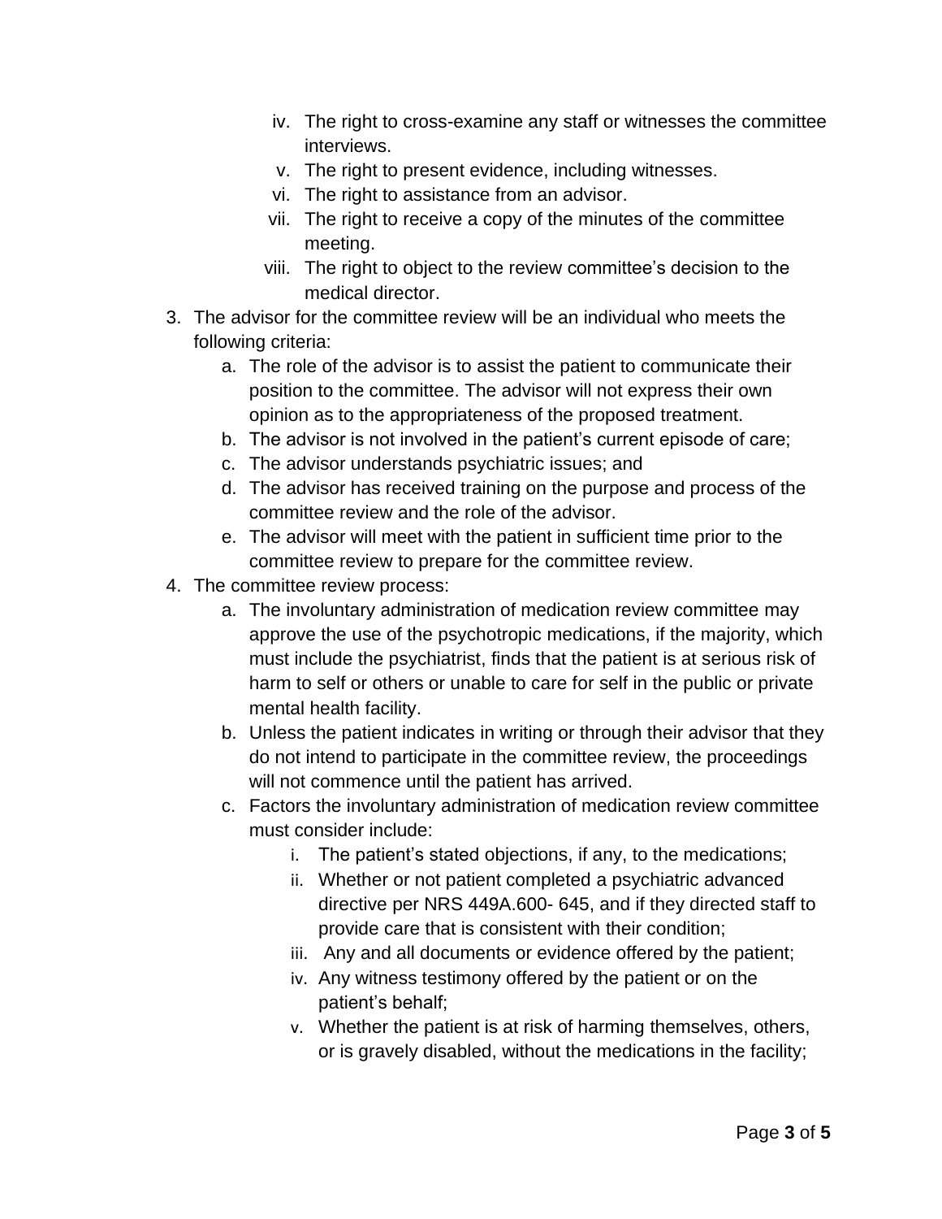iv. The right to cross-examine any staff or witnesses the committee interviews.
   v. The right to present evidence, including witnesses.
   vi. The right to assistance from an advisor.
   vii. The right to receive a copy of the minutes of the committee meeting.
   viii. The right to object to the review committee's decision to the medical director.

3. The advisor for the committee review will be an individual who meets the following criteria:
   a. The role of the advisor is to assist the patient to communicate their position to the committee. The advisor will not express their own opinion as to the appropriateness of the proposed treatment.
   b. The advisor is not involved in the patient's current episode of care;
   c. The advisor understands psychiatric issues; and
   d. The advisor has received training on the purpose and process of the committee review and the role of the advisor.
   e. The advisor will meet with the patient in sufficient time prior to the committee review to prepare for the committee review.
4. The committee review process:
   a. The involuntary administration of medication review committee may approve the use of the psychotropic medications, if the majority, which must include the psychiatrist, finds that the patient is at serious risk of harm to self or others or unable to care for self in the public or private mental health facility.
   b. Unless the patient indicates in writing or through their advisor that they do not intend to participate in the committee review, the proceedings will not commence until the patient has arrived.
   c. Factors the involuntary administration of medication review committee must consider include:
      i. The patient's stated objections, if any, to the medications;
      ii. Whether or not patient completed a psychiatric advanced directive per NRS 449A.600- 645, and if they directed staff to provide care that is consistent with their condition;
      iii. Any and all documents or evidence offered by the patient;
      iv. Any witness testimony offered by the patient or on the patient's behalf;
      v. Whether the patient is at risk of harming themselves, others, or is gravely disabled, without the medications in the facility;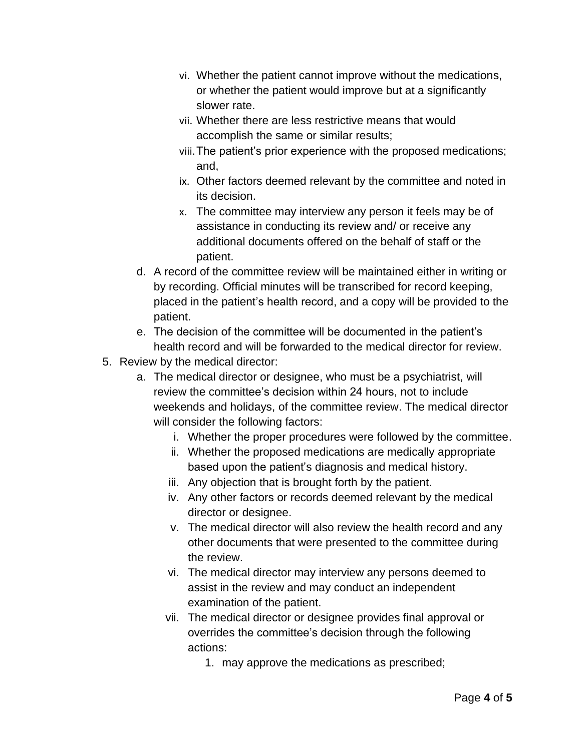vi. Whether the patient cannot improve without the medications, or whether the patient would improve but at a significantly slower rate.

vii. Whether there are less restrictive means that would accomplish the same or similar results;

viii. The patient's prior experience with the proposed medications; and,

ix. Other factors deemed relevant by the committee and noted in its decision.

x. The committee may interview any person it feels may be of assistance in conducting its review and/ or receive any additional documents offered on the behalf of staff or the patient.

d. A record of the committee review will be maintained either in writing or by recording. Official minutes will be transcribed for record keeping, placed in the patient's health record, and a copy will be provided to the patient.

e. The decision of the committee will be documented in the patient's health record and will be forwarded to the medical director for review.

5. Review by the medical director:

   a. The medical director or designee, who must be a psychiatrist, will review the committee's decision within 24 hours, not to include weekends and holidays, of the committee review. The medical director will consider the following factors:

      i. Whether the proper procedures were followed by the committee.

      ii. Whether the proposed medications are medically appropriate based upon the patient's diagnosis and medical history.

      iii. Any objection that is brought forth by the patient.

      iv. Any other factors or records deemed relevant by the medical director or designee.

      v. The medical director will also review the health record and any other documents that were presented to the committee during the review.

      vi. The medical director may interview any persons deemed to assist in the review and may conduct an independent examination of the patient.

      vii. The medical director or designee provides final approval or overrides the committee's decision through the following actions:

         1. may approve the medications as prescribed;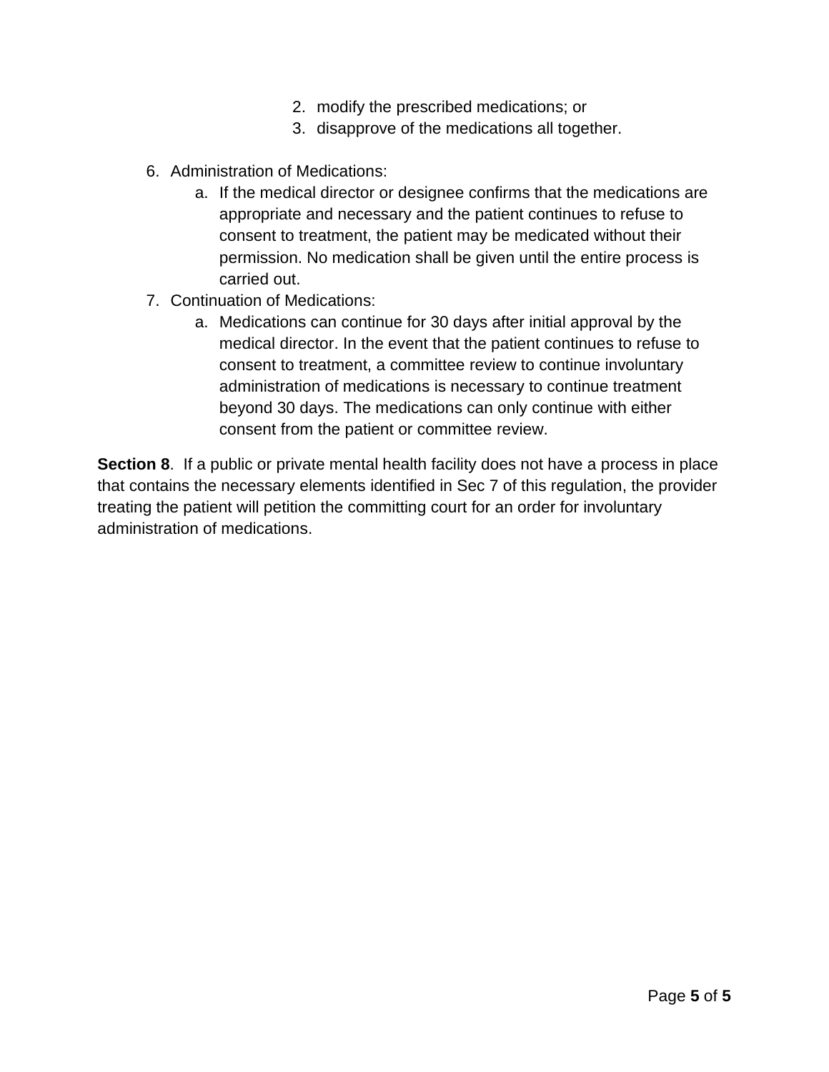2. modify the prescribed medications; or
3. disapprove of the medications all together.

6. Administration of Medications:
    a. If the medical director or designee confirms that the medications are appropriate and necessary and the patient continues to refuse to consent to treatment, the patient may be medicated without their permission. No medication shall be given until the entire process is carried out.
7. Continuation of Medications:
    a. Medications can continue for 30 days after initial approval by the medical director. In the event that the patient continues to refuse to consent to treatment, a committee review to continue involuntary administration of medications is necessary to continue treatment beyond 30 days. The medications can only continue with either consent from the patient or committee review.

**Section 8**. If a public or private mental health facility does not have a process in place that contains the necessary elements identified in Sec 7 of this regulation, the provider treating the patient will petition the committing court for an order for involuntary administration of medications.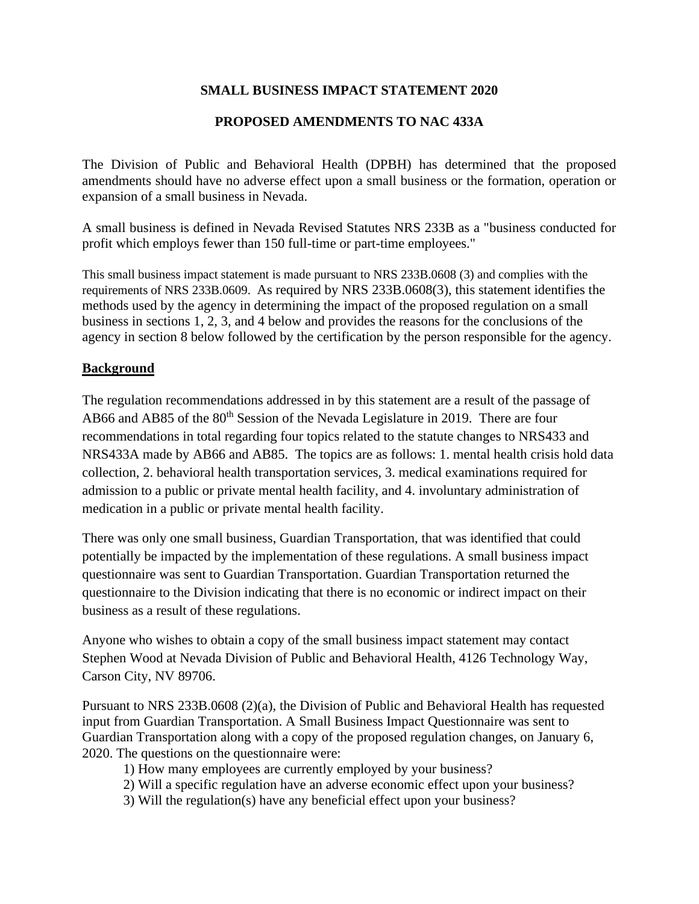**SMALL BUSINESS IMPACT STATEMENT 2020**

**PROPOSED AMENDMENTS TO NAC 433A**

The Division of Public and Behavioral Health (DPBH) has determined that the proposed amendments should have no adverse effect upon a small business or the formation, operation or expansion of a small business in Nevada.

A small business is defined in Nevada Revised Statutes NRS 233B as a "business conducted for profit which employs fewer than 150 full-time or part-time employees."

This small business impact statement is made pursuant to NRS 233B.0608 (3) and complies with the requirements of NRS 233B.0609. As required by NRS 233B.0608(3), this statement identifies the methods used by the agency in determining the impact of the proposed regulation on a small business in sections 1, 2, 3, and 4 below and provides the reasons for the conclusions of the agency in section 8 below followed by the certification by the person responsible for the agency.

## Background

The regulation recommendations addressed in by this statement are a result of the passage of AB66 and AB85 of the 80th Session of the Nevada Legislature in 2019. There are four recommendations in total regarding four topics related to the statute changes to NRS433 and NRS433A made by AB66 and AB85. The topics are as follows: 1. mental health crisis hold data collection, 2. behavioral health transportation services, 3. medical examinations required for admission to a public or private mental health facility, and 4. involuntary administration of medication in a public or private mental health facility.

There was only one small business, Guardian Transportation, that was identified that could potentially be impacted by the implementation of these regulations. A small business impact questionnaire was sent to Guardian Transportation. Guardian Transportation returned the questionnaire to the Division indicating that there is no economic or indirect impact on their business as a result of these regulations.

Anyone who wishes to obtain a copy of the small business impact statement may contact Stephen Wood at Nevada Division of Public and Behavioral Health, 4126 Technology Way, Carson City, NV 89706.

Pursuant to NRS 233B.0608 (2)(a), the Division of Public and Behavioral Health has requested input from Guardian Transportation. A Small Business Impact Questionnaire was sent to Guardian Transportation along with a copy of the proposed regulation changes, on January 6, 2020. The questions on the questionnaire were:

1) How many employees are currently employed by your business?
2) Will a specific regulation have an adverse economic effect upon your business?
3) Will the regulation(s) have any beneficial effect upon your business?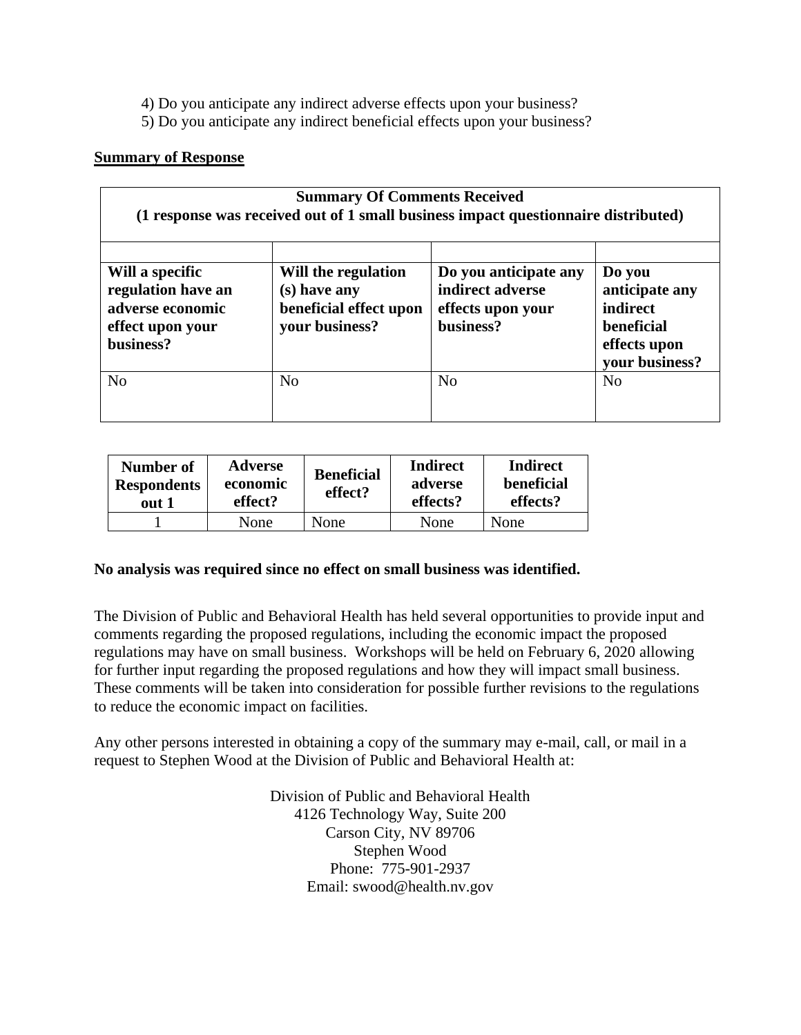4) Do you anticipate any indirect adverse effects upon your business?
5) Do you anticipate any indirect beneficial effects upon your business?

**Summary of Response**

| **Summary Of Comments Received (1 response was received out of 1 small business impact questionnaire distributed)** | | | |
|---|---|---|---|
| | | | |
| **Will a specific regulation have an adverse economic effect upon your business?** | **Will the regulation (s) have any beneficial effect upon your business?** | **Do you anticipate any indirect adverse effects upon your business?** | **Do you anticipate any indirect beneficial effects upon your business?** |
| No | No | No | No |

| Number of Respondents out 1 | Adverse economic effect? | Beneficial effect? | Indirect adverse effects? | Indirect beneficial effects? |
|---|---|---|---|---|
| 1 | None | None | None | None |

**No analysis was required since no effect on small business was identified.**

The Division of Public and Behavioral Health has held several opportunities to provide input and comments regarding the proposed regulations, including the economic impact the proposed regulations may have on small business. Workshops will be held on February 6, 2020 allowing for further input regarding the proposed regulations and how they will impact small business. These comments will be taken into consideration for possible further revisions to the regulations to reduce the economic impact on facilities.

Any other persons interested in obtaining a copy of the summary may e-mail, call, or mail in a request to Stephen Wood at the Division of Public and Behavioral Health at:

Division of Public and Behavioral Health
4126 Technology Way, Suite 200
Carson City, NV 89706
Stephen Wood
Phone: 775-901-2937
Email: swood@health.nv.gov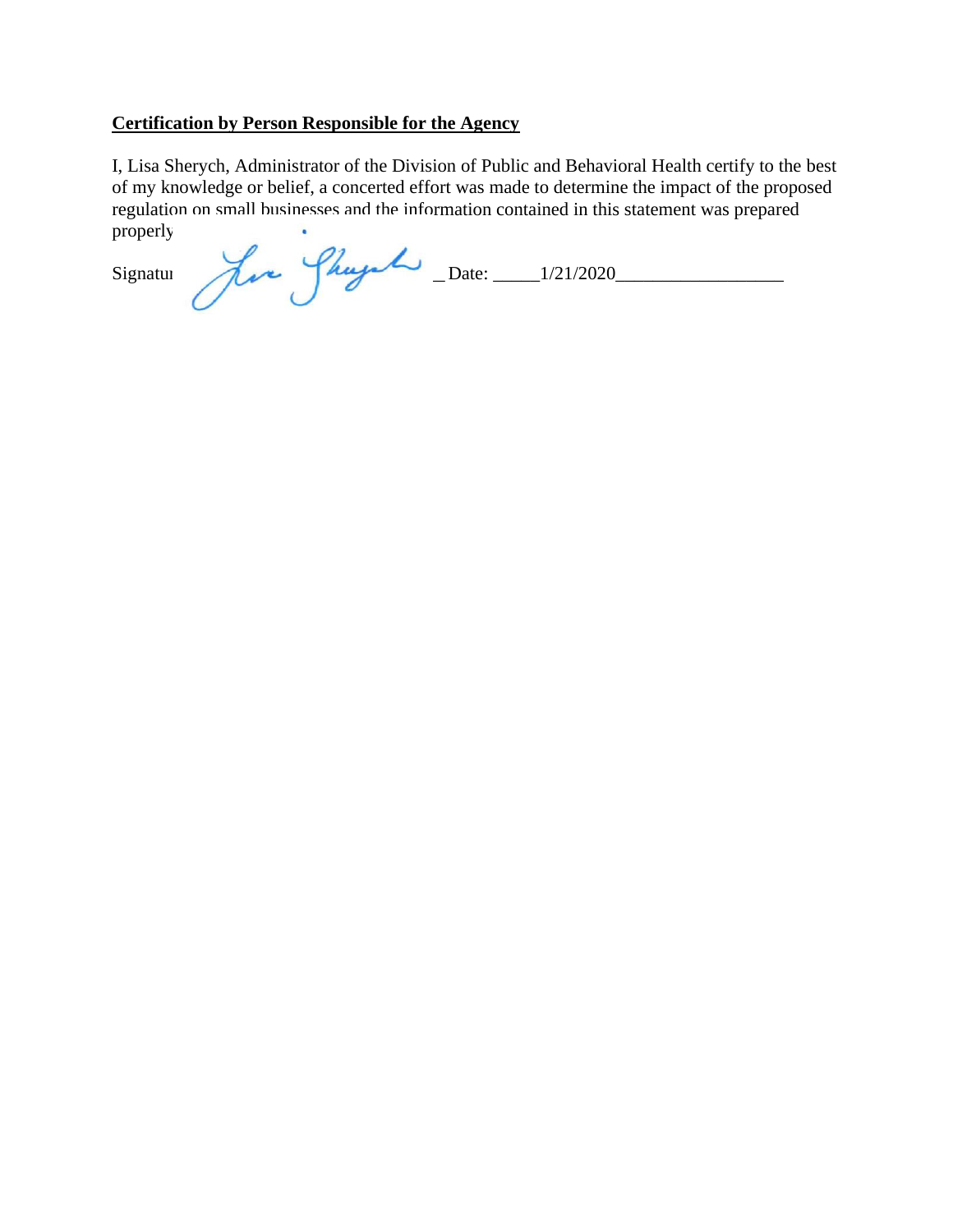**Certification by Person Responsible for the Agency**

I, Lisa Sherych, Administrator of the Division of Public and Behavioral Health certify to the best of my knowledge or belief, a concerted effort was made to determine the impact of the proposed regulation on small businesses and the information contained in this statement was prepared properly

Signatu_ Date: _____1/21/2020_________________